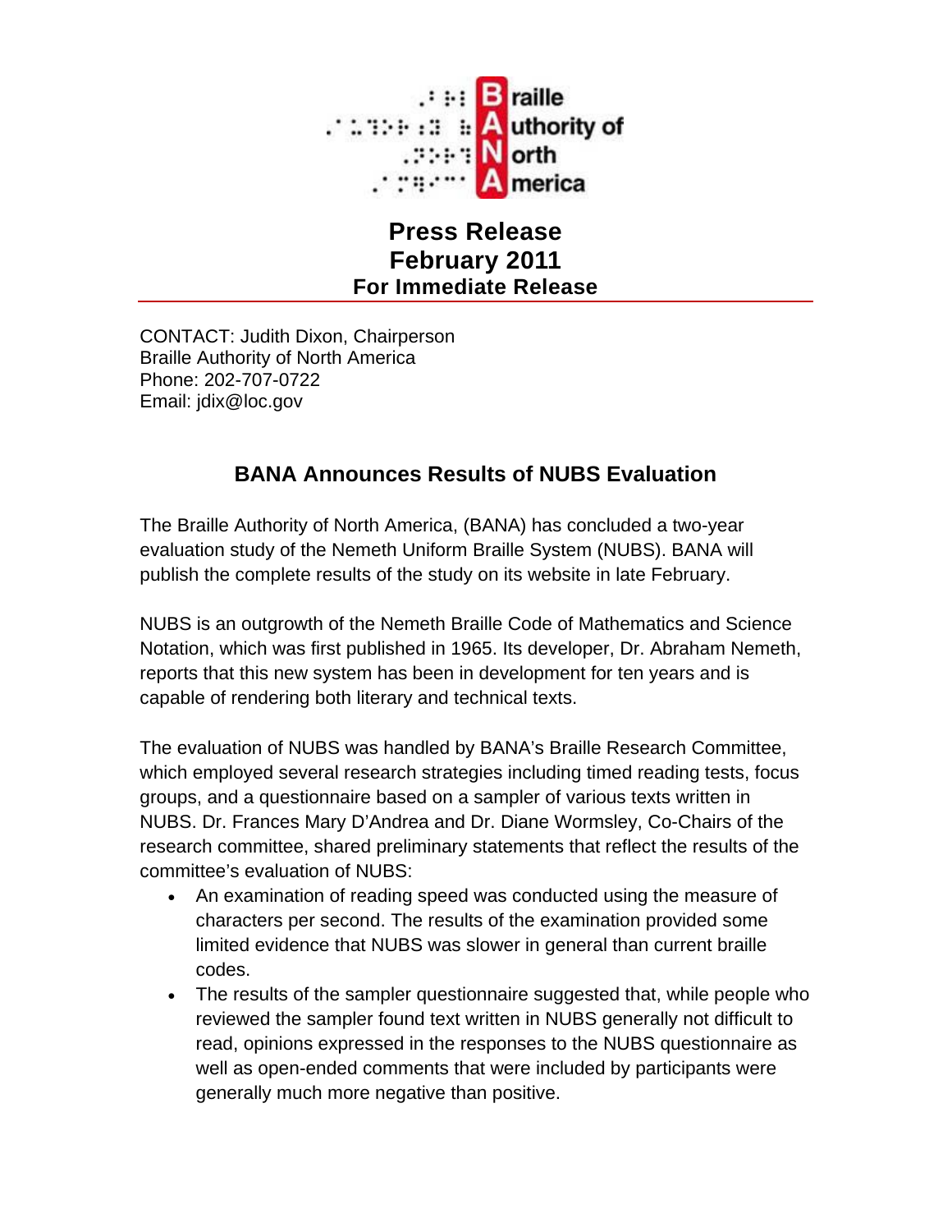Braille
Authority of
North
America

**Press Release**
**February 2011**
**For Immediate Release**

---

CONTACT: Judith Dixon, Chairperson
Braille Authority of North America
Phone: 202-707-0722
Email: jdix@loc.gov

## BANA Announces Results of NUBS Evaluation

The Braille Authority of North America, (BANA) has concluded a two-year evaluation study of the Nemeth Uniform Braille System (NUBS). BANA will publish the complete results of the study on its website in late February.

NUBS is an outgrowth of the Nemeth Braille Code of Mathematics and Science Notation, which was first published in 1965. Its developer, Dr. Abraham Nemeth, reports that this new system has been in development for ten years and is capable of rendering both literary and technical texts.

The evaluation of NUBS was handled by BANA's Braille Research Committee, which employed several research strategies including timed reading tests, focus groups, and a questionnaire based on a sampler of various texts written in NUBS. Dr. Frances Mary D'Andrea and Dr. Diane Wormsley, Co-Chairs of the research committee, shared preliminary statements that reflect the results of the committee's evaluation of NUBS:

- An examination of reading speed was conducted using the measure of characters per second. The results of the examination provided some limited evidence that NUBS was slower in general than current braille codes.
- The results of the sampler questionnaire suggested that, while people who reviewed the sampler found text written in NUBS generally not difficult to read, opinions expressed in the responses to the NUBS questionnaire as well as open-ended comments that were included by participants were generally much more negative than positive.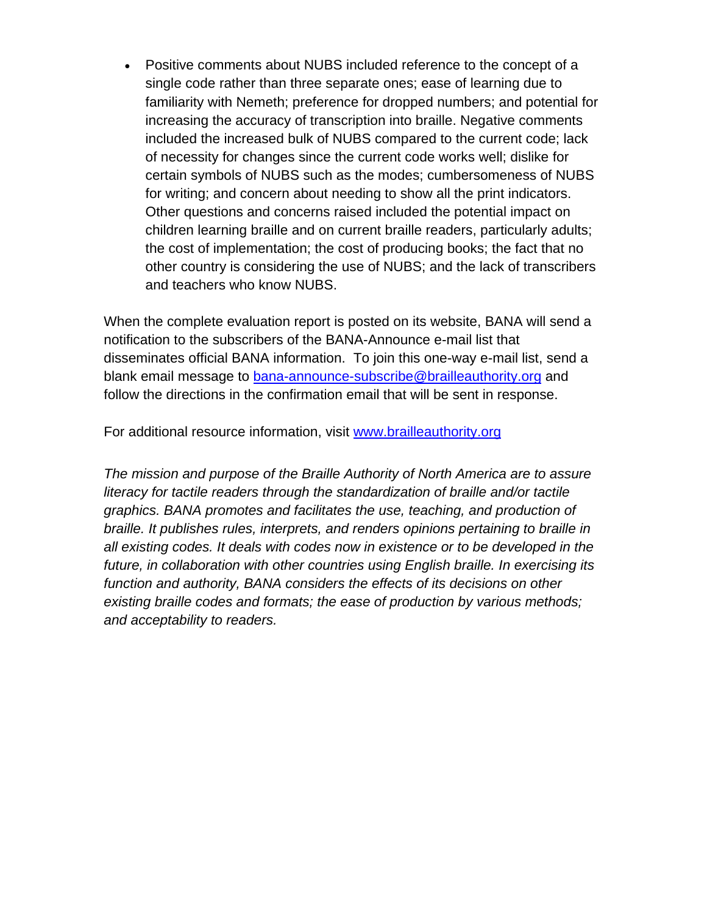- Positive comments about NUBS included reference to the concept of a single code rather than three separate ones; ease of learning due to familiarity with Nemeth; preference for dropped numbers; and potential for increasing the accuracy of transcription into braille. Negative comments included the increased bulk of NUBS compared to the current code; lack of necessity for changes since the current code works well; dislike for certain symbols of NUBS such as the modes; cumbersomeness of NUBS for writing; and concern about needing to show all the print indicators. Other questions and concerns raised included the potential impact on children learning braille and on current braille readers, particularly adults; the cost of implementation; the cost of producing books; the fact that no other country is considering the use of NUBS; and the lack of transcribers and teachers who know NUBS.

When the complete evaluation report is posted on its website, BANA will send a notification to the subscribers of the BANA-Announce e-mail list that disseminates official BANA information. To join this one-way e-mail list, send a blank email message to bana-announce-subscribe@brailleauthority.org and follow the directions in the confirmation email that will be sent in response.

For additional resource information, visit www.brailleauthority.org

*The mission and purpose of the Braille Authority of North America are to assure literacy for tactile readers through the standardization of braille and/or tactile graphics. BANA promotes and facilitates the use, teaching, and production of braille. It publishes rules, interprets, and renders opinions pertaining to braille in all existing codes. It deals with codes now in existence or to be developed in the future, in collaboration with other countries using English braille. In exercising its function and authority, BANA considers the effects of its decisions on other existing braille codes and formats; the ease of production by various methods; and acceptability to readers.*